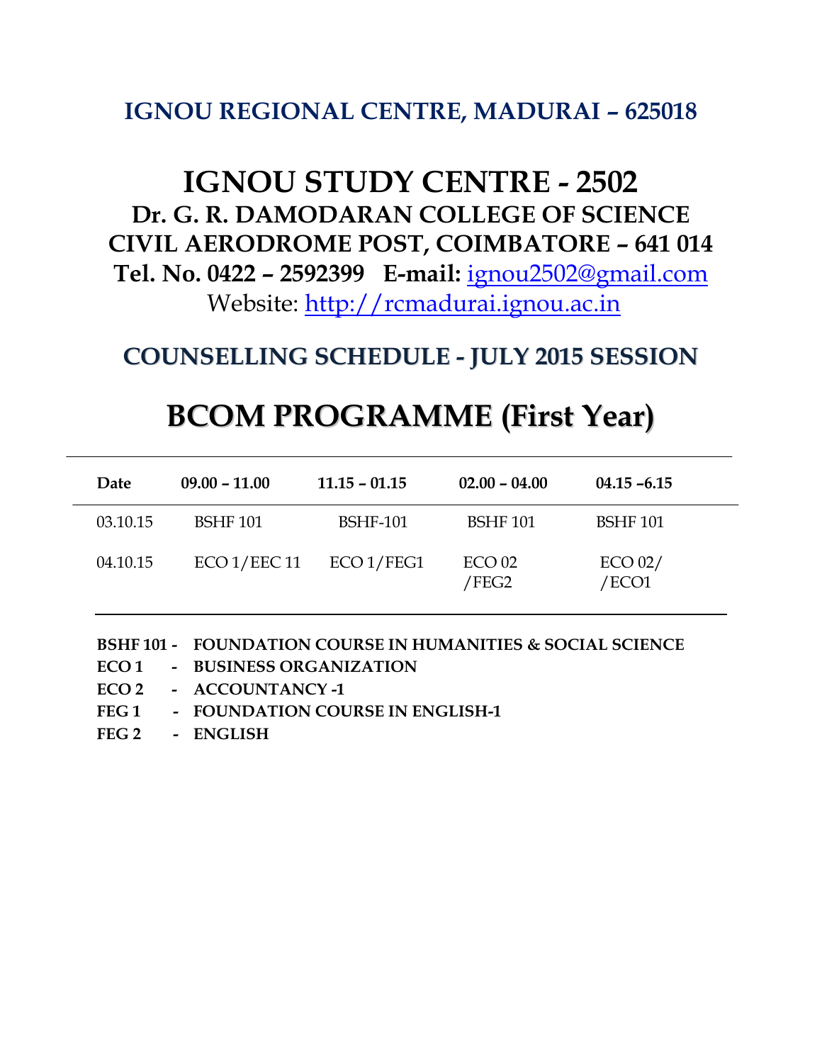## IGNOU REGIONAL CENTRE, MADURAI – 625018

# IGNOU STUDY CENTRE - 2502

## Dr. G. R. DAMODARAN COLLEGE OF SCIENCE

## CIVIL AERODROME POST, COIMBATORE – 641 014

**Tel. No. 0422 – 2592399 E-mail:** ignou2502@gmail.com

Website: http://rcmadurai.ignou.ac.in

## COUNSELLING SCHEDULE - JULY 2015 SESSION

# BCOM PROGRAMME (First Year)

| Date | 09.00 – 11.00 | 11.15 – 01.15 | 02.00 – 04.00 | 04.15 –6.15 |
|---|---|---|---|---|
| 03.10.15 | BSHF 101 | BSHF-101 | BSHF 101 | BSHF 101 |
| 04.10.15 | ECO 1/EEC 11 | ECO 1/FEG1 | ECO 02 /FEG2 | ECO 02/ /ECO1 |

**BSHF 101 - FOUNDATION COURSE IN HUMANITIES & SOCIAL SCIENCE**

**ECO 1 - BUSINESS ORGANIZATION**

**ECO 2 - ACCOUNTANCY -1**

**FEG 1 - FOUNDATION COURSE IN ENGLISH-1**

**FEG 2 - ENGLISH**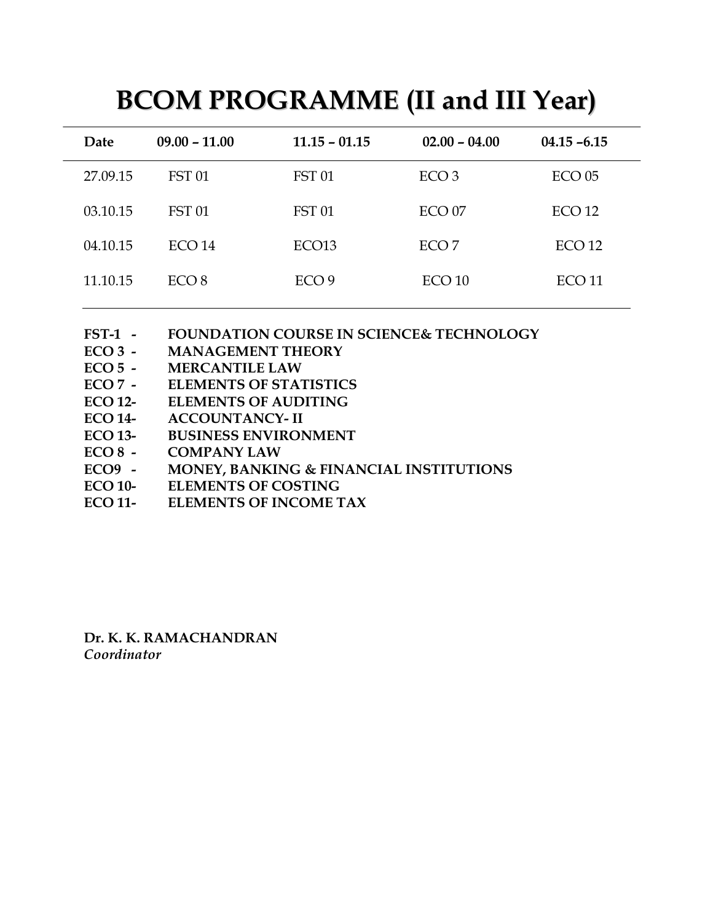# BCOM PROGRAMME (II and III Year)

| Date | 09.00 – 11.00 | 11.15 – 01.15 | 02.00 – 04.00 | 04.15 –6.15 |
|---|---|---|---|---|
| 27.09.15 | FST 01 | FST 01 | ECO 3 | ECO 05 |
| 03.10.15 | FST 01 | FST 01 | ECO 07 | ECO 12 |
| 04.10.15 | ECO 14 | ECO13 | ECO 7 | ECO 12 |
| 11.10.15 | ECO 8 | ECO 9 | ECO 10 | ECO 11 |

**FST-1 - FOUNDATION COURSE IN SCIENCE& TECHNOLOGY**
**ECO 3 - MANAGEMENT THEORY**
**ECO 5 - MERCANTILE LAW**
**ECO 7 - ELEMENTS OF STATISTICS**
**ECO 12- ELEMENTS OF AUDITING**
**ECO 14- ACCOUNTANCY- II**
**ECO 13- BUSINESS ENVIRONMENT**
**ECO 8 - COMPANY LAW**
**ECO9 - MONEY, BANKING & FINANCIAL INSTITUTIONS**
**ECO 10- ELEMENTS OF COSTING**
**ECO 11- ELEMENTS OF INCOME TAX**

**Dr. K. K. RAMACHANDRAN**
*Coordinator*